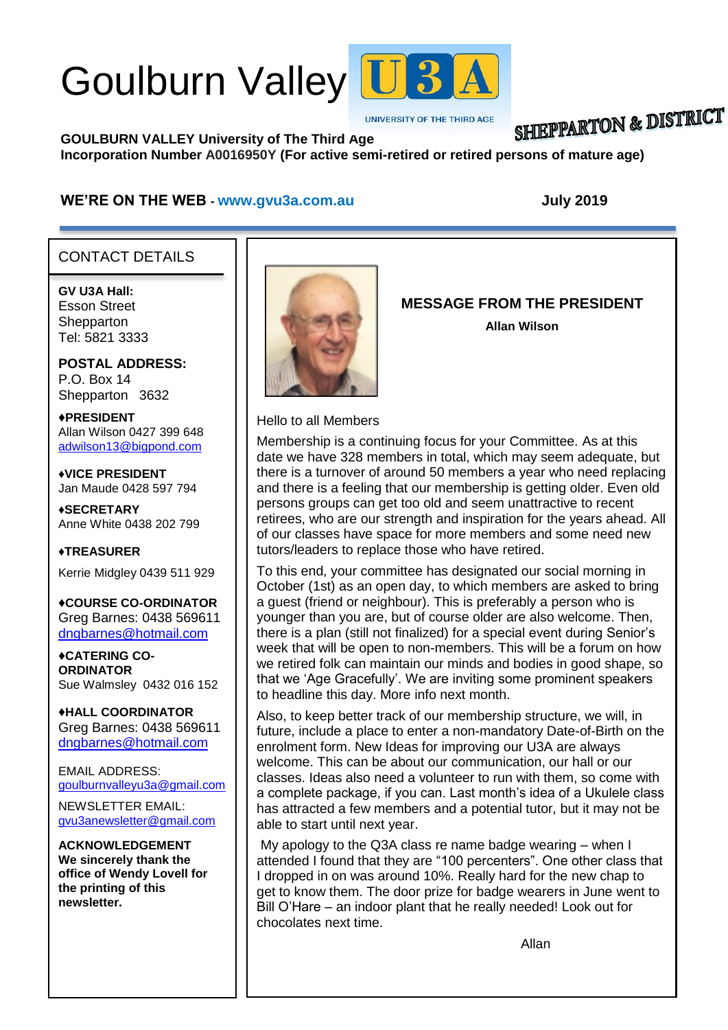# Goulburn Valley U3A

UNIVERSITY OF THE THIRD AGE

SHEPPARTON & DISTRICT

**GOULBURN VALLEY University of The Third Age**
**Incorporation Number A0016950Y (For active semi-retired or retired persons of mature age)**

**WE'RE ON THE WEB - www.gvu3a.com.au** **July 2019**

## CONTACT DETAILS

**GV U3A Hall:**
Esson Street
Shepparton
Tel: 5821 3333

**POSTAL ADDRESS:**
P.O. Box 14
Shepparton 3632

**♦PRESIDENT**
Allan Wilson 0427 399 648
adwilson13@bigpond.com

**♦VICE PRESIDENT**
Jan Maude 0428 597 794

**♦SECRETARY**
Anne White 0438 202 799

**♦TREASURER**
Kerrie Midgley 0439 511 929

**♦COURSE CO-ORDINATOR**
Greg Barnes: 0438 569611
dngbarnes@hotmail.com

**♦CATERING CO-ORDINATOR**
Sue Walmsley 0432 016 152

**♦HALL COORDINATOR**
Greg Barnes: 0438 569611
dngbarnes@hotmail.com

EMAIL ADDRESS:
goulburnvalleyu3a@gmail.com

NEWSLETTER EMAIL:
gvu3anewsletter@gmail.com

**ACKNOWLEDGEMENT**
**We sincerely thank the office of Wendy Lovell for the printing of this newsletter.**

## MESSAGE FROM THE PRESIDENT

**Allan Wilson**

Hello to all Members

Membership is a continuing focus for your Committee. As at this date we have 328 members in total, which may seem adequate, but there is a turnover of around 50 members a year who need replacing and there is a feeling that our membership is getting older. Even old persons groups can get too old and seem unattractive to recent retirees, who are our strength and inspiration for the years ahead. All of our classes have space for more members and some need new tutors/leaders to replace those who have retired.

To this end, your committee has designated our social morning in October (1st) as an open day, to which members are asked to bring a guest (friend or neighbour). This is preferably a person who is younger than you are, but of course older are also welcome. Then, there is a plan (still not finalized) for a special event during Senior's week that will be open to non-members. This will be a forum on how we retired folk can maintain our minds and bodies in good shape, so that we 'Age Gracefully'. We are inviting some prominent speakers to headline this day. More info next month.

Also, to keep better track of our membership structure, we will, in future, include a place to enter a non-mandatory Date-of-Birth on the enrolment form. New Ideas for improving our U3A are always welcome. This can be about our communication, our hall or our classes. Ideas also need a volunteer to run with them, so come with a complete package, if you can. Last month's idea of a Ukulele class has attracted a few members and a potential tutor, but it may not be able to start until next year.

My apology to the Q3A class re name badge wearing – when I attended I found that they are "100 percenters". One other class that I dropped in on was around 10%. Really hard for the new chap to get to know them. The door prize for badge wearers in June went to Bill O'Hare – an indoor plant that he really needed! Look out for chocolates next time.

Allan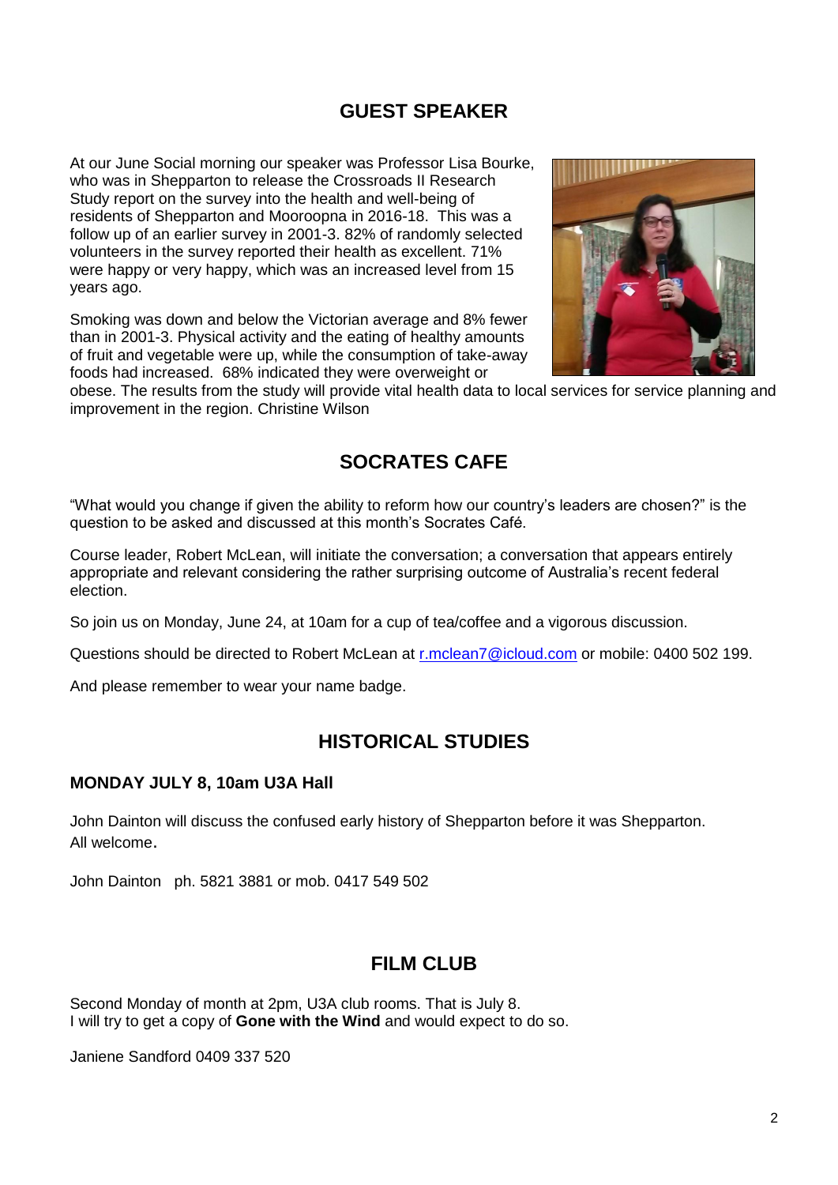## GUEST SPEAKER

At our June Social morning our speaker was Professor Lisa Bourke, who was in Shepparton to release the Crossroads II Research Study report on the survey into the health and well-being of residents of Shepparton and Mooroopna in 2016-18. This was a follow up of an earlier survey in 2001-3. 82% of randomly selected volunteers in the survey reported their health as excellent. 71% were happy or very happy, which was an increased level from 15 years ago.

Smoking was down and below the Victorian average and 8% fewer than in 2001-3. Physical activity and the eating of healthy amounts of fruit and vegetable were up, while the consumption of take-away foods had increased. 68% indicated they were overweight or obese. The results from the study will provide vital health data to local services for service planning and improvement in the region. Christine Wilson

## SOCRATES CAFE

"What would you change if given the ability to reform how our country's leaders are chosen?" is the question to be asked and discussed at this month's Socrates Café.

Course leader, Robert McLean, will initiate the conversation; a conversation that appears entirely appropriate and relevant considering the rather surprising outcome of Australia's recent federal election.

So join us on Monday, June 24, at 10am for a cup of tea/coffee and a vigorous discussion.

Questions should be directed to Robert McLean at r.mclean7@icloud.com or mobile: 0400 502 199.

And please remember to wear your name badge.

## HISTORICAL STUDIES

**MONDAY JULY 8, 10am U3A Hall**

John Dainton will discuss the confused early history of Shepparton before it was Shepparton.
All welcome.

John Dainton ph. 5821 3881 or mob. 0417 549 502

## FILM CLUB

Second Monday of month at 2pm, U3A club rooms. That is July 8.
I will try to get a copy of **Gone with the Wind** and would expect to do so.

Janiene Sandford 0409 337 520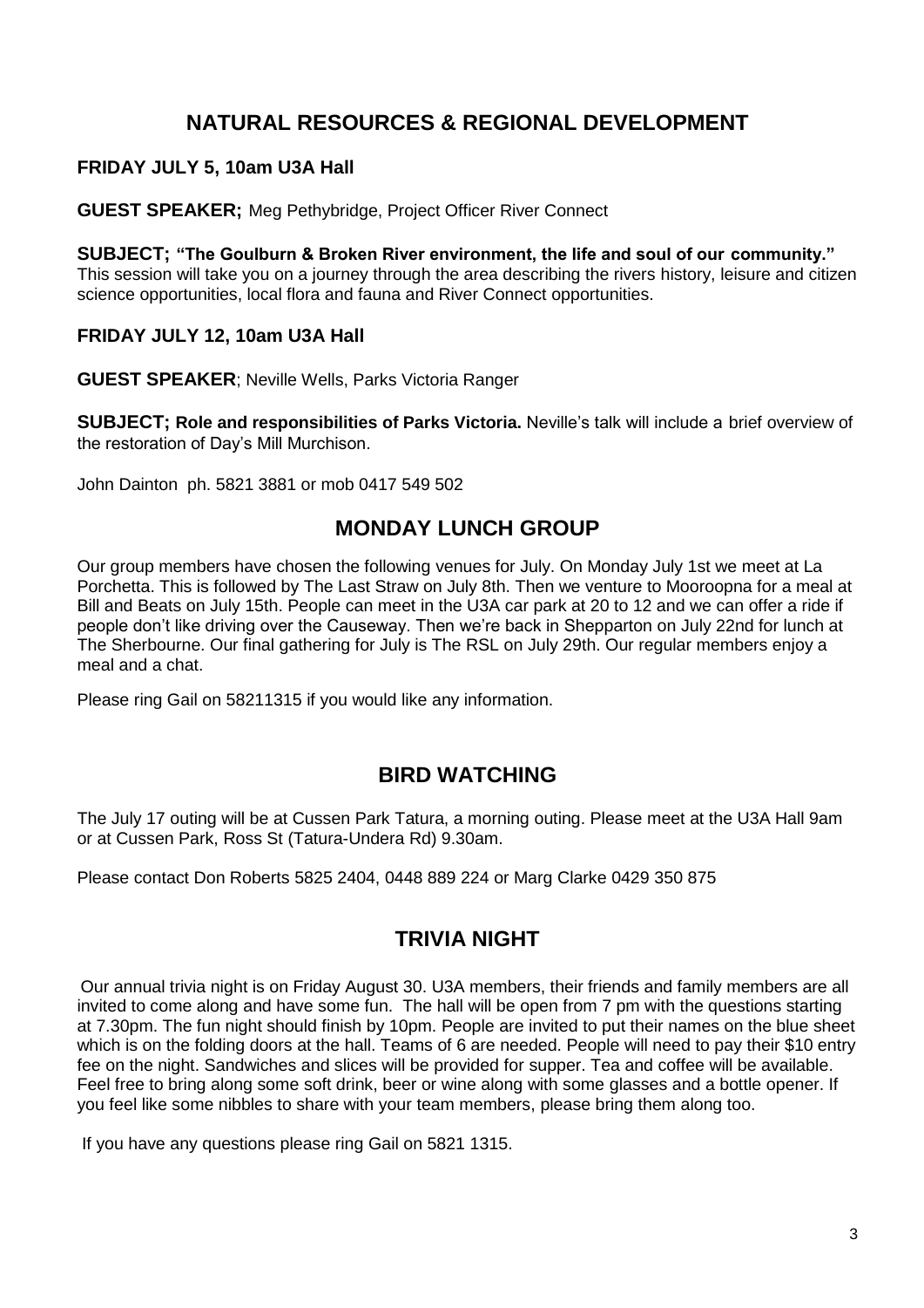## NATURAL RESOURCES & REGIONAL DEVELOPMENT

**FRIDAY JULY 5, 10am U3A Hall**

**GUEST SPEAKER;** Meg Pethybridge, Project Officer River Connect

**SUBJECT; "The Goulburn & Broken River environment, the life and soul of our community."** This session will take you on a journey through the area describing the rivers history, leisure and citizen science opportunities, local flora and fauna and River Connect opportunities.

**FRIDAY JULY 12, 10am U3A Hall**

**GUEST SPEAKER**; Neville Wells, Parks Victoria Ranger

**SUBJECT; Role and responsibilities of Parks Victoria.** Neville's talk will include a brief overview of the restoration of Day's Mill Murchison.

John Dainton ph. 5821 3881 or mob 0417 549 502

## MONDAY LUNCH GROUP

Our group members have chosen the following venues for July. On Monday July 1st we meet at La Porchetta. This is followed by The Last Straw on July 8th. Then we venture to Mooroopna for a meal at Bill and Beats on July 15th. People can meet in the U3A car park at 20 to 12 and we can offer a ride if people don't like driving over the Causeway. Then we're back in Shepparton on July 22nd for lunch at The Sherbourne. Our final gathering for July is The RSL on July 29th. Our regular members enjoy a meal and a chat.

Please ring Gail on 58211315 if you would like any information.

## BIRD WATCHING

The July 17 outing will be at Cussen Park Tatura, a morning outing. Please meet at the U3A Hall 9am or at Cussen Park, Ross St (Tatura-Undera Rd) 9.30am.

Please contact Don Roberts 5825 2404, 0448 889 224 or Marg Clarke 0429 350 875

## TRIVIA NIGHT

Our annual trivia night is on Friday August 30. U3A members, their friends and family members are all invited to come along and have some fun. The hall will be open from 7 pm with the questions starting at 7.30pm. The fun night should finish by 10pm. People are invited to put their names on the blue sheet which is on the folding doors at the hall. Teams of 6 are needed. People will need to pay their $10 entry fee on the night. Sandwiches and slices will be provided for supper. Tea and coffee will be available. Feel free to bring along some soft drink, beer or wine along with some glasses and a bottle opener. If you feel like some nibbles to share with your team members, please bring them along too.

If you have any questions please ring Gail on 5821 1315.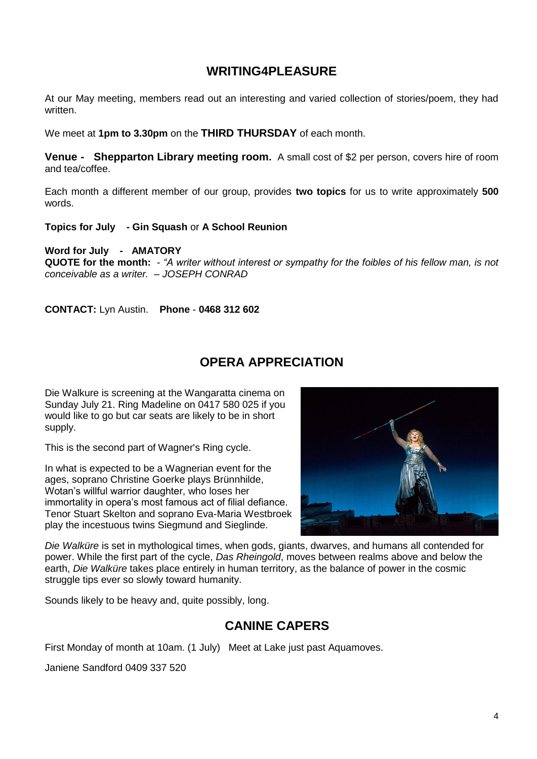## WRITING4PLEASURE

At our May meeting, members read out an interesting and varied collection of stories/poem, they had written.

We meet at **1pm to 3.30pm** on the **THIRD THURSDAY** of each month.

**Venue - Shepparton Library meeting room.** A small cost of $2 per person, covers hire of room and tea/coffee.

Each month a different member of our group, provides **two topics** for us to write approximately **500** words.

**Topics for July - Gin Squash** or **A School Reunion**

**Word for July - AMATORY**
**QUOTE for the month:** - *"A writer without interest or sympathy for the foibles of his fellow man, is not conceivable as a writer. – JOSEPH CONRAD*

**CONTACT:** Lyn Austin. **Phone** - **0468 312 602**

## OPERA APPRECIATION

Die Walkure is screening at the Wangaratta cinema on Sunday July 21. Ring Madeline on 0417 580 025 if you would like to go but car seats are likely to be in short supply.

This is the second part of Wagner's Ring cycle.

In what is expected to be a Wagnerian event for the ages, soprano Christine Goerke plays Brünnhilde, Wotan's willful warrior daughter, who loses her immortality in opera's most famous act of filial defiance. Tenor Stuart Skelton and soprano Eva-Maria Westbroek play the incestuous twins Siegmund and Sieglinde.

*Die Walküre* is set in mythological times, when gods, giants, dwarves, and humans all contended for power. While the first part of the cycle, *Das Rheingold*, moves between realms above and below the earth, *Die Walküre* takes place entirely in human territory, as the balance of power in the cosmic struggle tips ever so slowly toward humanity.

Sounds likely to be heavy and, quite possibly, long.

## CANINE CAPERS

First Monday of month at 10am. (1 July) Meet at Lake just past Aquamoves.

Janiene Sandford 0409 337 520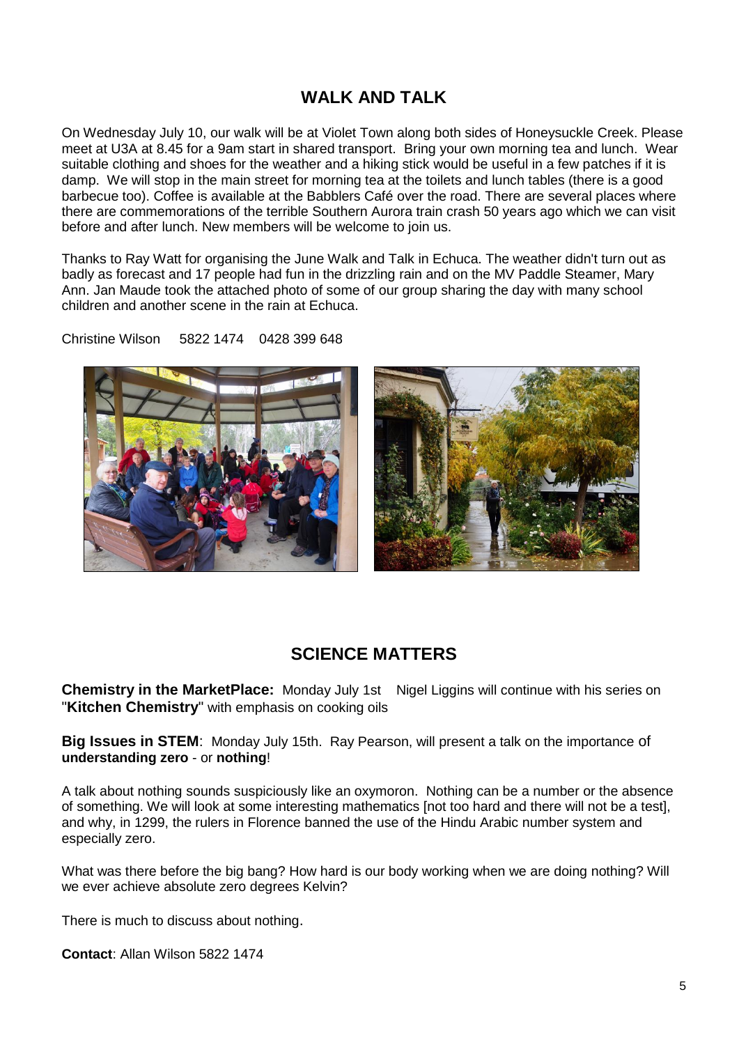## WALK AND TALK

On Wednesday July 10, our walk will be at Violet Town along both sides of Honeysuckle Creek. Please meet at U3A at 8.45 for a 9am start in shared transport. Bring your own morning tea and lunch. Wear suitable clothing and shoes for the weather and a hiking stick would be useful in a few patches if it is damp. We will stop in the main street for morning tea at the toilets and lunch tables (there is a good barbecue too). Coffee is available at the Babblers Café over the road. There are several places where there are commemorations of the terrible Southern Aurora train crash 50 years ago which we can visit before and after lunch. New members will be welcome to join us.

Thanks to Ray Watt for organising the June Walk and Talk in Echuca. The weather didn't turn out as badly as forecast and 17 people had fun in the drizzling rain and on the MV Paddle Steamer, Mary Ann. Jan Maude took the attached photo of some of our group sharing the day with many school children and another scene in the rain at Echuca.

Christine Wilson 5822 1474 0428 399 648

## SCIENCE MATTERS

**Chemistry in the MarketPlace:** Monday July 1st Nigel Liggins will continue with his series on "**Kitchen Chemistry**" with emphasis on cooking oils

**Big Issues in STEM**: Monday July 15th. Ray Pearson, will present a talk on the importance of **understanding zero** - or **nothing**!

A talk about nothing sounds suspiciously like an oxymoron. Nothing can be a number or the absence of something. We will look at some interesting mathematics [not too hard and there will not be a test], and why, in 1299, the rulers in Florence banned the use of the Hindu Arabic number system and especially zero.

What was there before the big bang? How hard is our body working when we are doing nothing? Will we ever achieve absolute zero degrees Kelvin?

There is much to discuss about nothing.

**Contact**: Allan Wilson 5822 1474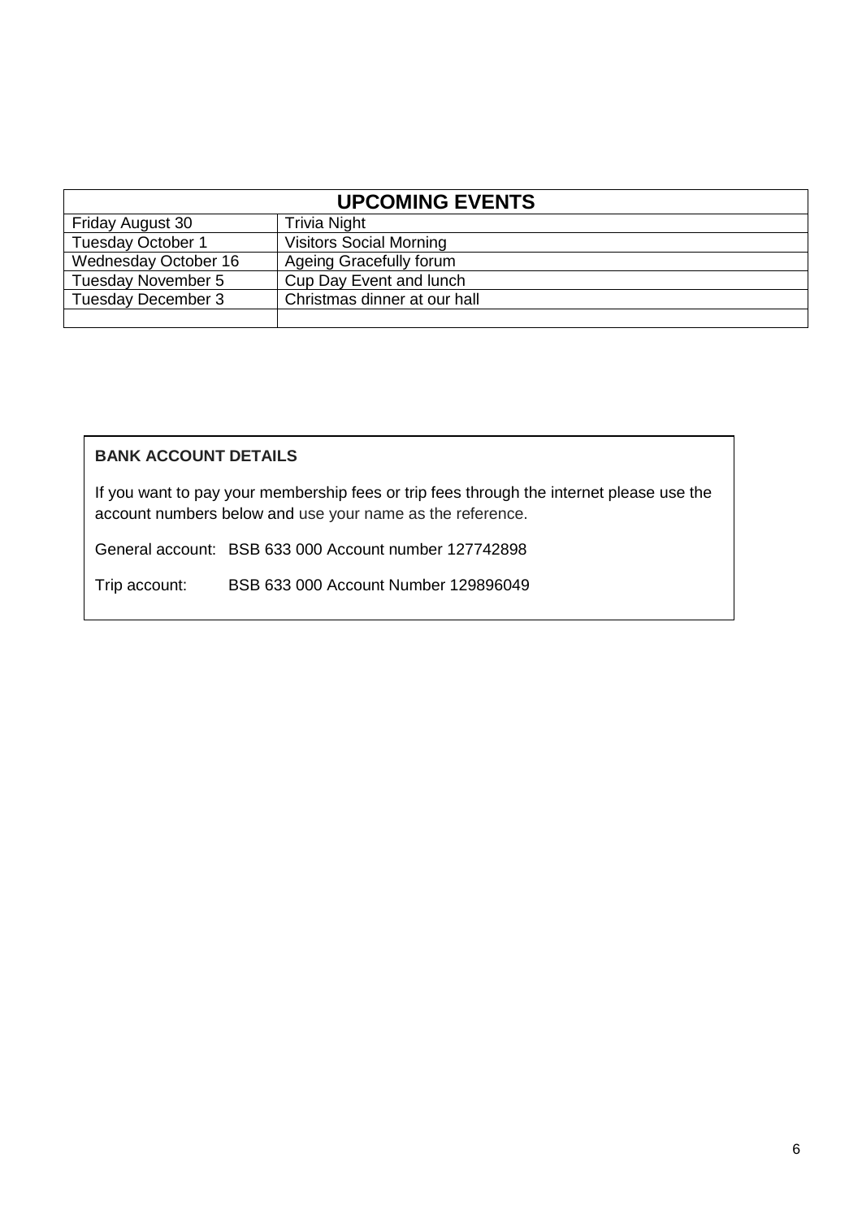| UPCOMING EVENTS | |
|---|---|
| Friday August 30 | Trivia Night |
| Tuesday October 1 | Visitors Social Morning |
| Wednesday October 16 | Ageing Gracefully forum |
| Tuesday November 5 | Cup Day Event and lunch |
| Tuesday December 3 | Christmas dinner at our hall |
| | |

**BANK ACCOUNT DETAILS**

If you want to pay your membership fees or trip fees through the internet please use the account numbers below and use your name as the reference.

General account: BSB 633 000 Account number 127742898

Trip account: BSB 633 000 Account Number 129896049